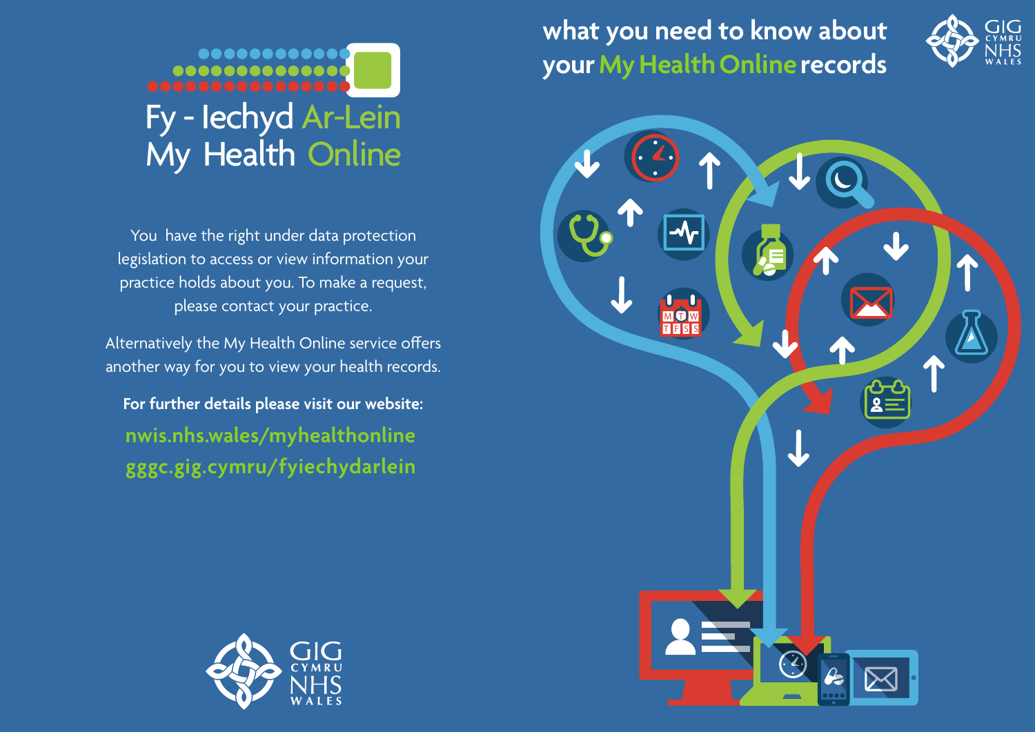# Fy - Iechyd Ar-Lein
# My Health Online

You have the right under data protection legislation to access or view information your practice holds about you. To make a request, please contact your practice.

Alternatively the My Health Online service offers another way for you to view your health records.

**For further details please visit our website:**

nwis.nhs.wales/myhealthonline

gggc.gig.cymru/fyiechydarlein

GIG CYMRU NHS WALES

## what you need to know about your My Health Online records

GIG CYMRU NHS WALES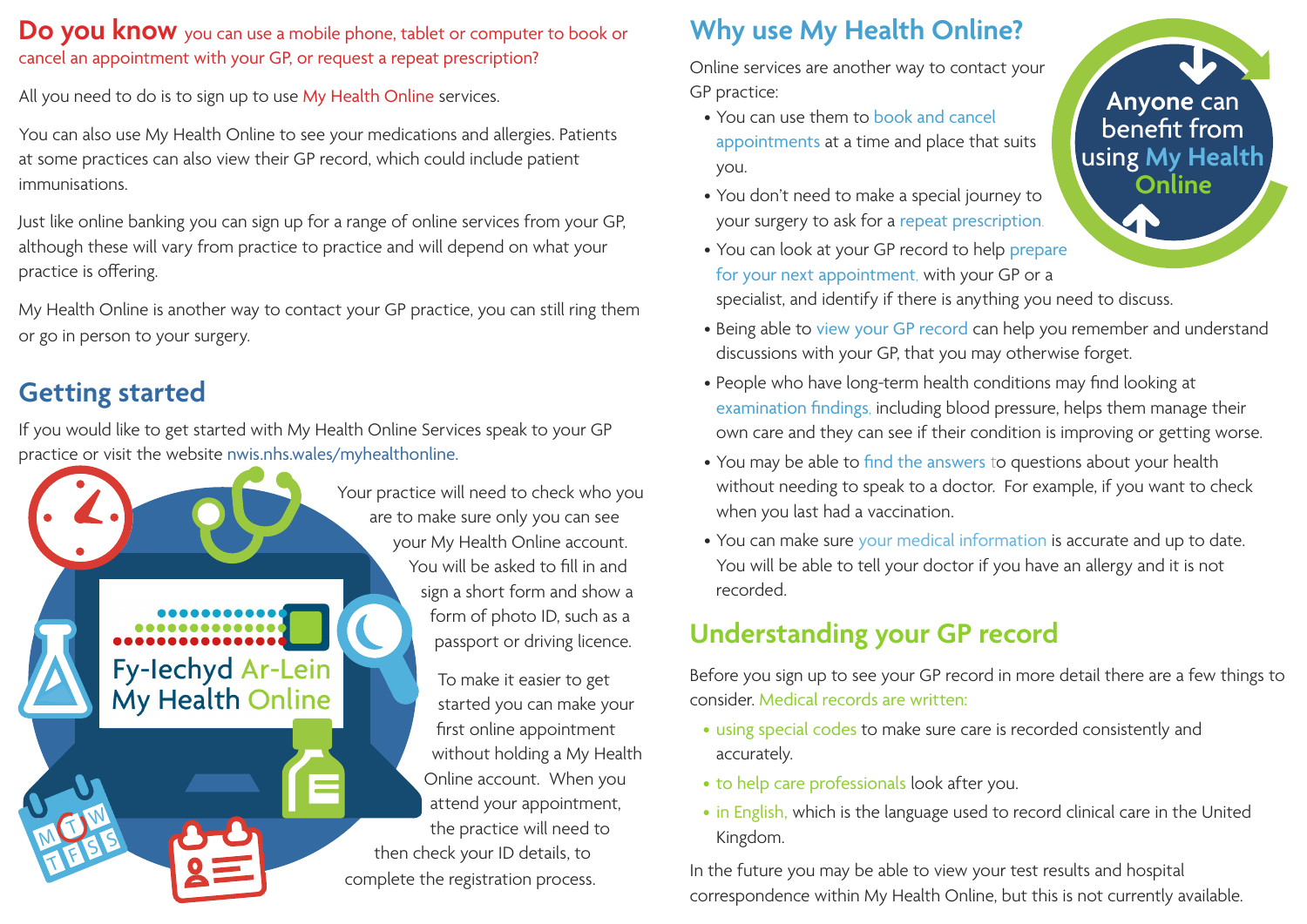**Do you know** you can use a mobile phone, tablet or computer to book or cancel an appointment with your GP, or request a repeat prescription?

All you need to do is to sign up to use My Health Online services.

You can also use My Health Online to see your medications and allergies. Patients at some practices can also view their GP record, which could include patient immunisations.

Just like online banking you can sign up for a range of online services from your GP, although these will vary from practice to practice and will depend on what your practice is offering.

My Health Online is another way to contact your GP practice, you can still ring them or go in person to your surgery.

## Getting started

If you would like to get started with My Health Online Services speak to your GP practice or visit the website nwis.nhs.wales/myhealthonline.

Fy-Iechyd Ar-Lein
My Health Online

Your practice will need to check who you are to make sure only you can see your My Health Online account. You will be asked to fill in and sign a short form and show a form of photo ID, such as a passport or driving licence.

To make it easier to get started you can make your first online appointment without holding a My Health Online account. When you attend your appointment, the practice will need to then check your ID details, to complete the registration process.

## Why use My Health Online?

Anyone can benefit from using My Health Online

Online services are another way to contact your GP practice:

- You can use them to book and cancel appointments at a time and place that suits you.
- You don't need to make a special journey to your surgery to ask for a repeat prescription.
- You can look at your GP record to help prepare for your next appointment, with your GP or a specialist, and identify if there is anything you need to discuss.
- Being able to view your GP record can help you remember and understand discussions with your GP, that you may otherwise forget.
- People who have long-term health conditions may find looking at examination findings, including blood pressure, helps them manage their own care and they can see if their condition is improving or getting worse.
- You may be able to find the answers to questions about your health without needing to speak to a doctor. For example, if you want to check when you last had a vaccination.
- You can make sure your medical information is accurate and up to date. You will be able to tell your doctor if you have an allergy and it is not recorded.

## Understanding your GP record

Before you sign up to see your GP record in more detail there are a few things to consider. Medical records are written:

- using special codes to make sure care is recorded consistently and accurately.
- to help care professionals look after you.
- in English, which is the language used to record clinical care in the United Kingdom.

In the future you may be able to view your test results and hospital correspondence within My Health Online, but this is not currently available.